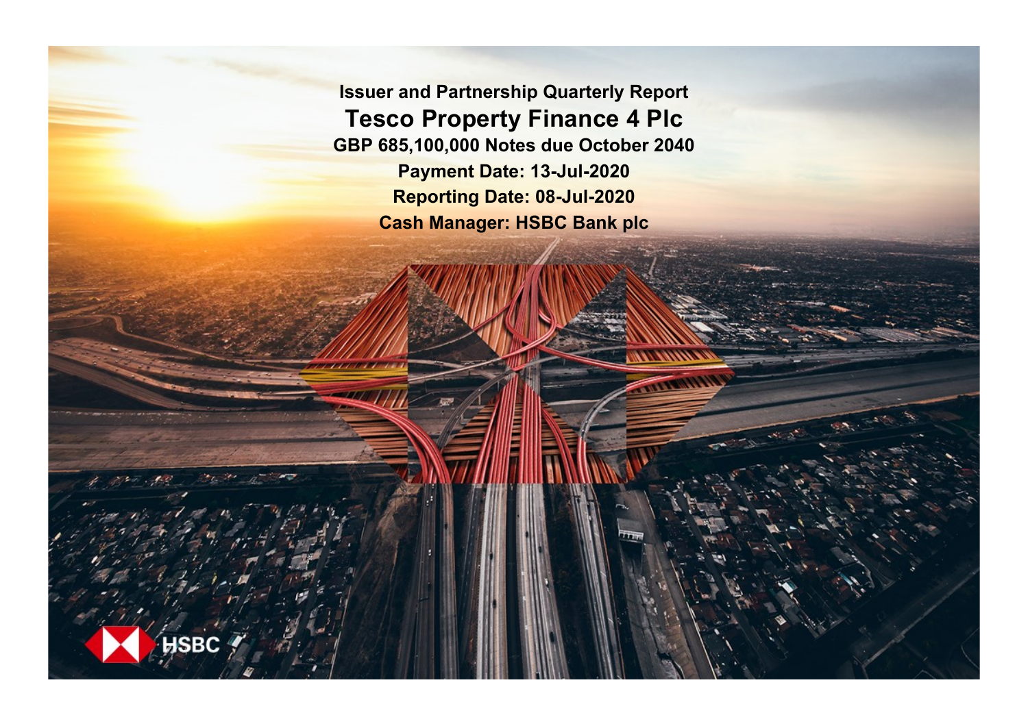# Issuer and Partnership Quarterly Report

# Tesco Property Finance 4 Plc

**GBP 685,100,000 Notes due October 2040**

**Payment Date: 13-Jul-2020**

**Reporting Date: 08-Jul-2020**

**Cash Manager: HSBC Bank plc**

HSBC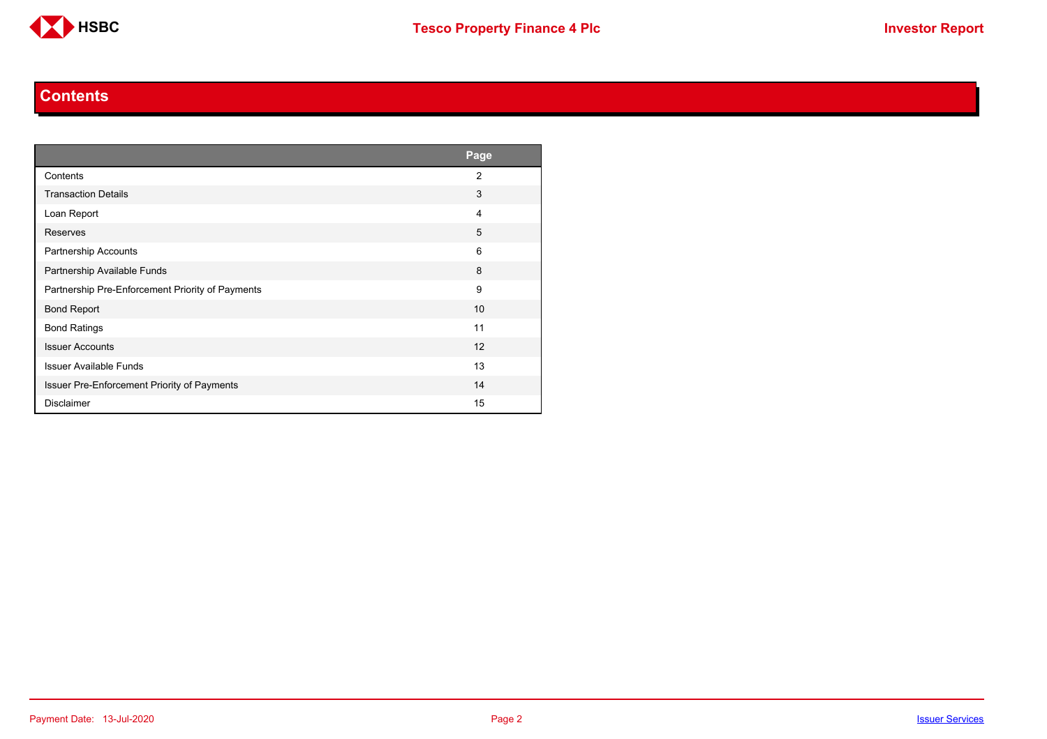# Contents

| | Page |
|---|---|
| Contents | 2 |
| Transaction Details | 3 |
| Loan Report | 4 |
| Reserves | 5 |
| Partnership Accounts | 6 |
| Partnership Available Funds | 8 |
| Partnership Pre-Enforcement Priority of Payments | 9 |
| Bond Report | 10 |
| Bond Ratings | 11 |
| Issuer Accounts | 12 |
| Issuer Available Funds | 13 |
| Issuer Pre-Enforcement Priority of Payments | 14 |
| Disclaimer | 15 |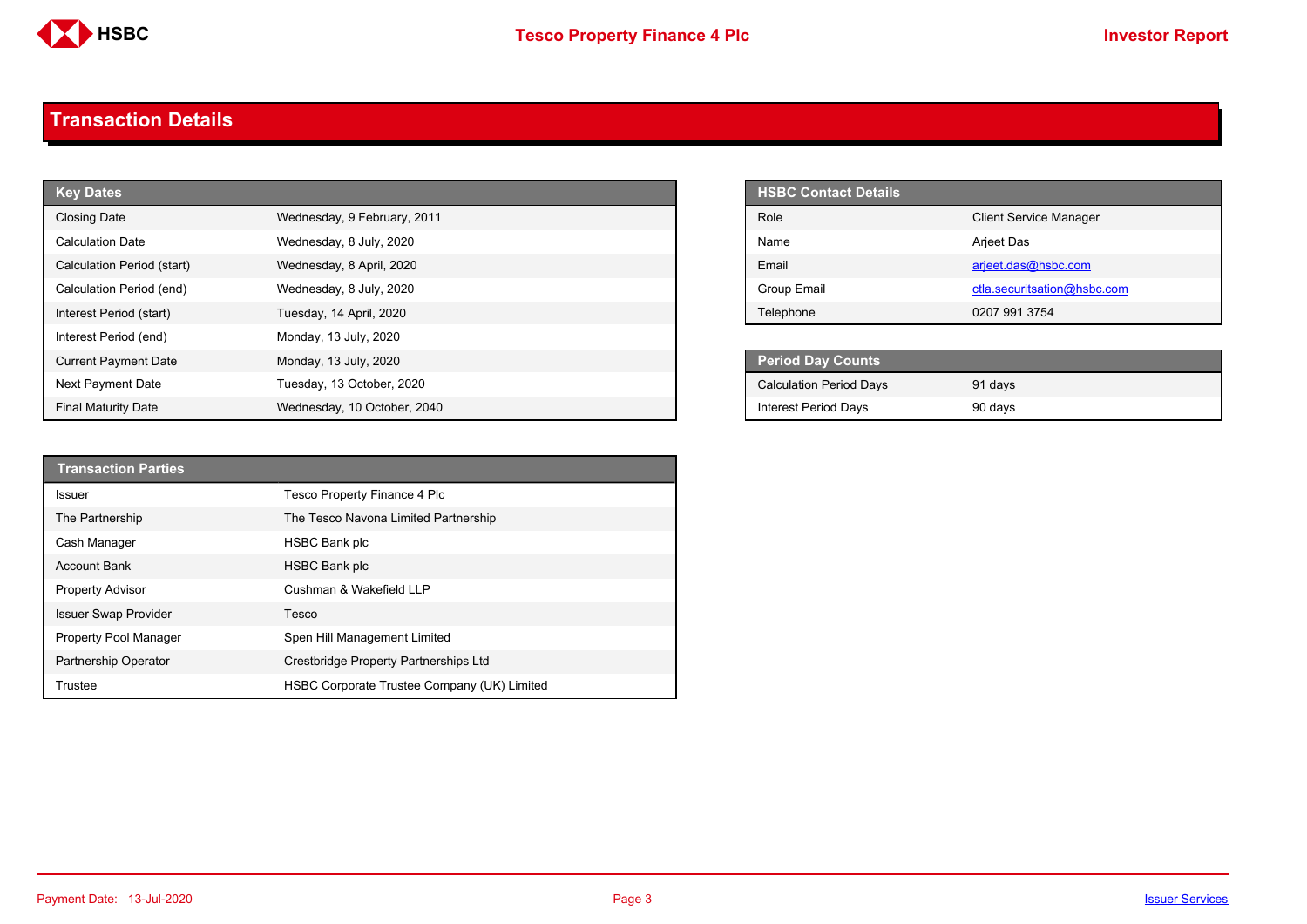# Transaction Details

| Key Dates | |
|---|---|
| Closing Date | Wednesday, 9 February, 2011 |
| Calculation Date | Wednesday, 8 July, 2020 |
| Calculation Period (start) | Wednesday, 8 April, 2020 |
| Calculation Period (end) | Wednesday, 8 July, 2020 |
| Interest Period (start) | Tuesday, 14 April, 2020 |
| Interest Period (end) | Monday, 13 July, 2020 |
| Current Payment Date | Monday, 13 July, 2020 |
| Next Payment Date | Tuesday, 13 October, 2020 |
| Final Maturity Date | Wednesday, 10 October, 2040 |

| HSBC Contact Details | |
|---|---|
| Role | Client Service Manager |
| Name | Arjeet Das |
| Email | arjeet.das@hsbc.com |
| Group Email | ctla.securitsation@hsbc.com |
| Telephone | 0207 991 3754 |

| Period Day Counts | |
|---|---|
| Calculation Period Days | 91 days |
| Interest Period Days | 90 days |

| Transaction Parties | |
|---|---|
| Issuer | Tesco Property Finance 4 Plc |
| The Partnership | The Tesco Navona Limited Partnership |
| Cash Manager | HSBC Bank plc |
| Account Bank | HSBC Bank plc |
| Property Advisor | Cushman & Wakefield LLP |
| Issuer Swap Provider | Tesco |
| Property Pool Manager | Spen Hill Management Limited |
| Partnership Operator | Crestbridge Property Partnerships Ltd |
| Trustee | HSBC Corporate Trustee Company (UK) Limited |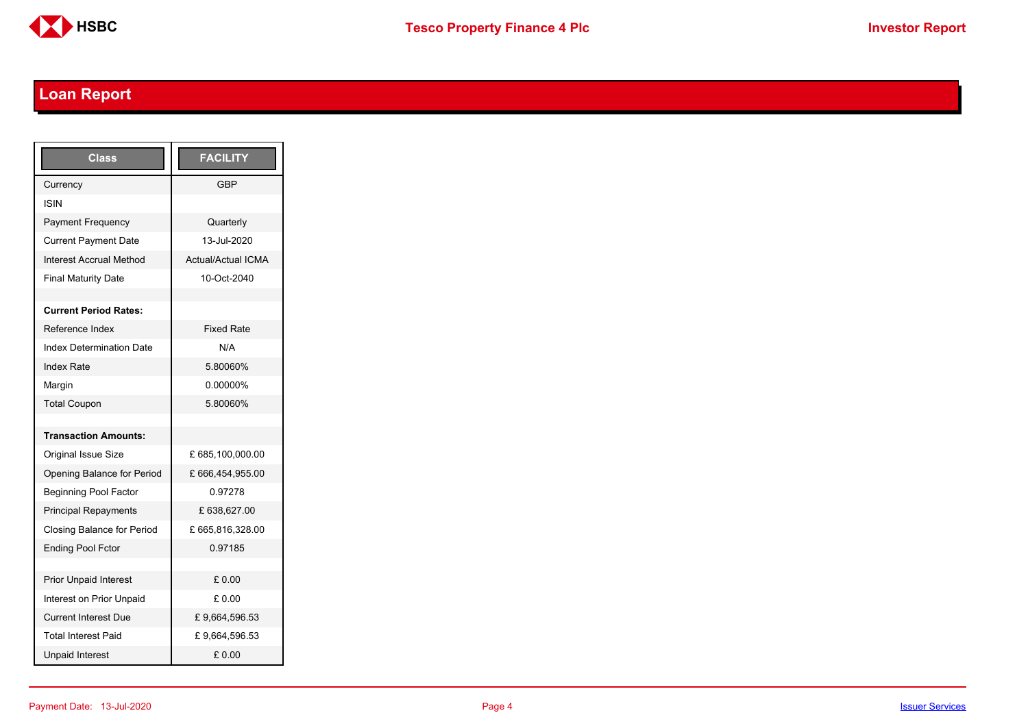## Loan Report

| Class | FACILITY |
|---|---|
| Currency | GBP |
| ISIN | |
| Payment Frequency | Quarterly |
| Current Payment Date | 13-Jul-2020 |
| Interest Accrual Method | Actual/Actual ICMA |
| Final Maturity Date | 10-Oct-2040 |
| | |
| **Current Period Rates:** | |
| Reference Index | Fixed Rate |
| Index Determination Date | N/A |
| Index Rate | 5.80060% |
| Margin | 0.00000% |
| Total Coupon | 5.80060% |
| | |
| **Transaction Amounts:** | |
| Original Issue Size | £ 685,100,000.00 |
| Opening Balance for Period | £ 666,454,955.00 |
| Beginning Pool Factor | 0.97278 |
| Principal Repayments | £ 638,627.00 |
| Closing Balance for Period | £ 665,816,328.00 |
| Ending Pool Fctor | 0.97185 |
| | |
| Prior Unpaid Interest | £ 0.00 |
| Interest on Prior Unpaid | £ 0.00 |
| Current Interest Due | £ 9,664,596.53 |
| Total Interest Paid | £ 9,664,596.53 |
| Unpaid Interest | £ 0.00 |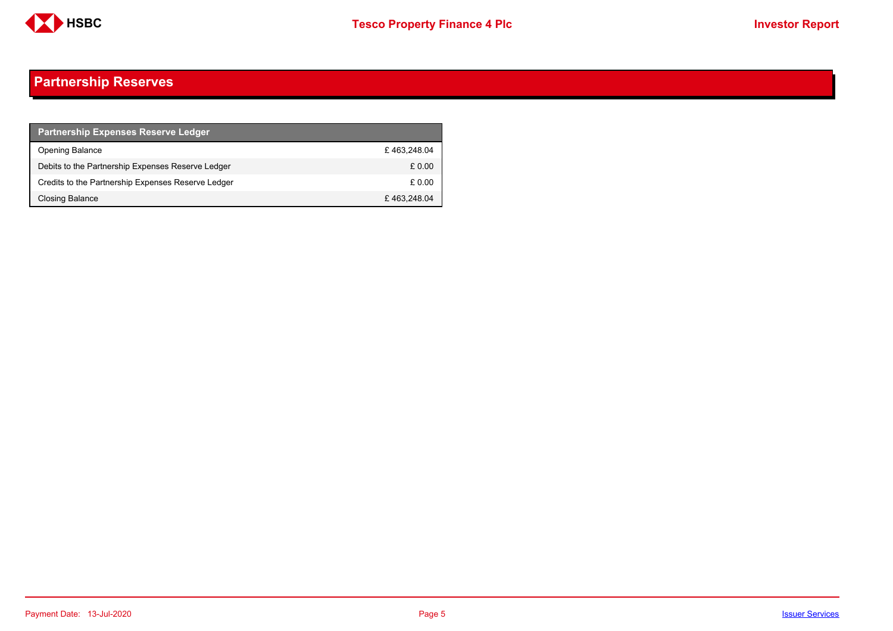# Partnership Reserves

| Partnership Expenses Reserve Ledger | |
|---|---|
| Opening Balance | £ 463,248.04 |
| Debits to the Partnership Expenses Reserve Ledger | £ 0.00 |
| Credits to the Partnership Expenses Reserve Ledger | £ 0.00 |
| Closing Balance | £ 463,248.04 |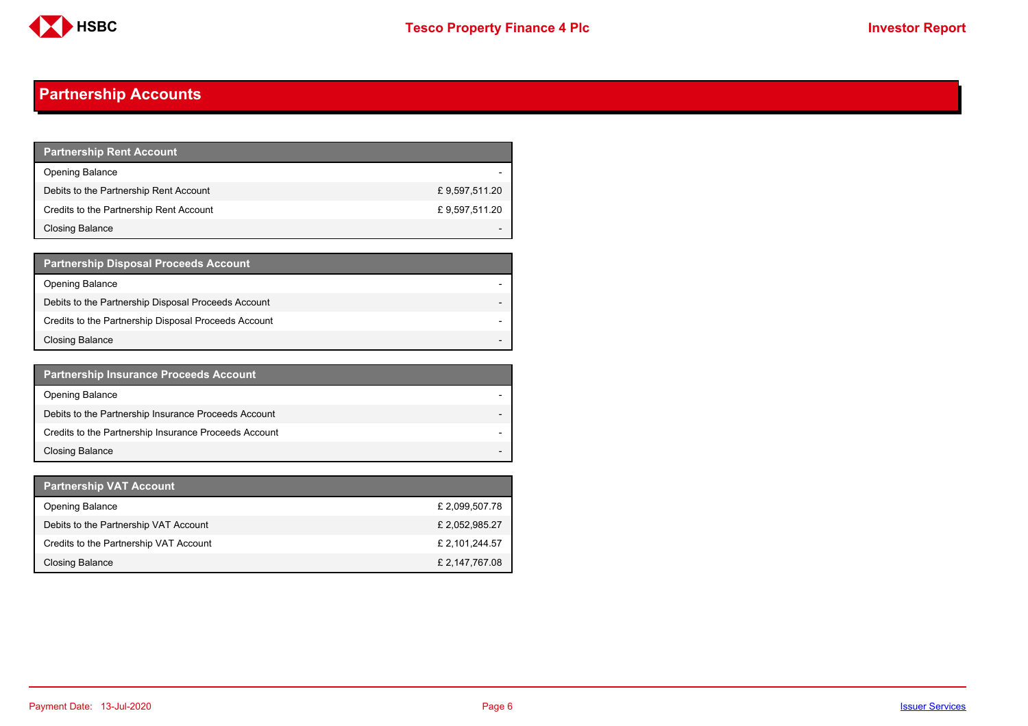# Partnership Accounts

| Partnership Rent Account | |
|---|---|
| Opening Balance | - |
| Debits to the Partnership Rent Account | £ 9,597,511.20 |
| Credits to the Partnership Rent Account | £ 9,597,511.20 |
| Closing Balance | - |

| Partnership Disposal Proceeds Account | |
|---|---|
| Opening Balance | - |
| Debits to the Partnership Disposal Proceeds Account | - |
| Credits to the Partnership Disposal Proceeds Account | - |
| Closing Balance | - |

| Partnership Insurance Proceeds Account | |
|---|---|
| Opening Balance | - |
| Debits to the Partnership Insurance Proceeds Account | - |
| Credits to the Partnership Insurance Proceeds Account | - |
| Closing Balance | - |

| Partnership VAT Account | |
|---|---|
| Opening Balance | £ 2,099,507.78 |
| Debits to the Partnership VAT Account | £ 2,052,985.27 |
| Credits to the Partnership VAT Account | £ 2,101,244.57 |
| Closing Balance | £ 2,147,767.08 |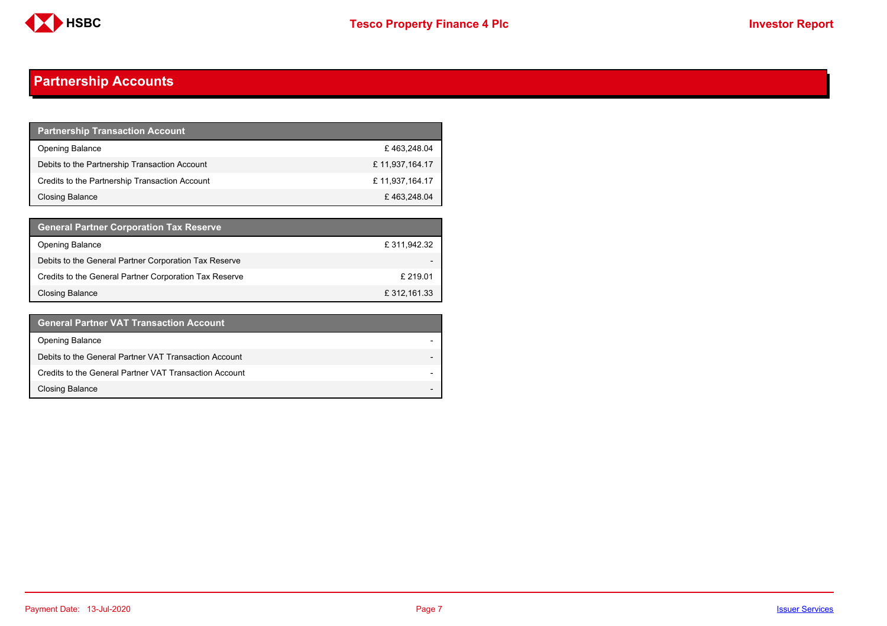## Partnership Accounts

| Partnership Transaction Account | |
|---|---|
| Opening Balance | £ 463,248.04 |
| Debits to the Partnership Transaction Account | £ 11,937,164.17 |
| Credits to the Partnership Transaction Account | £ 11,937,164.17 |
| Closing Balance | £ 463,248.04 |

| General Partner Corporation Tax Reserve | |
|---|---|
| Opening Balance | £ 311,942.32 |
| Debits to the General Partner Corporation Tax Reserve | - |
| Credits to the General Partner Corporation Tax Reserve | £ 219.01 |
| Closing Balance | £ 312,161.33 |

| General Partner VAT Transaction Account | |
|---|---|
| Opening Balance | - |
| Debits to the General Partner VAT Transaction Account | - |
| Credits to the General Partner VAT Transaction Account | - |
| Closing Balance | - |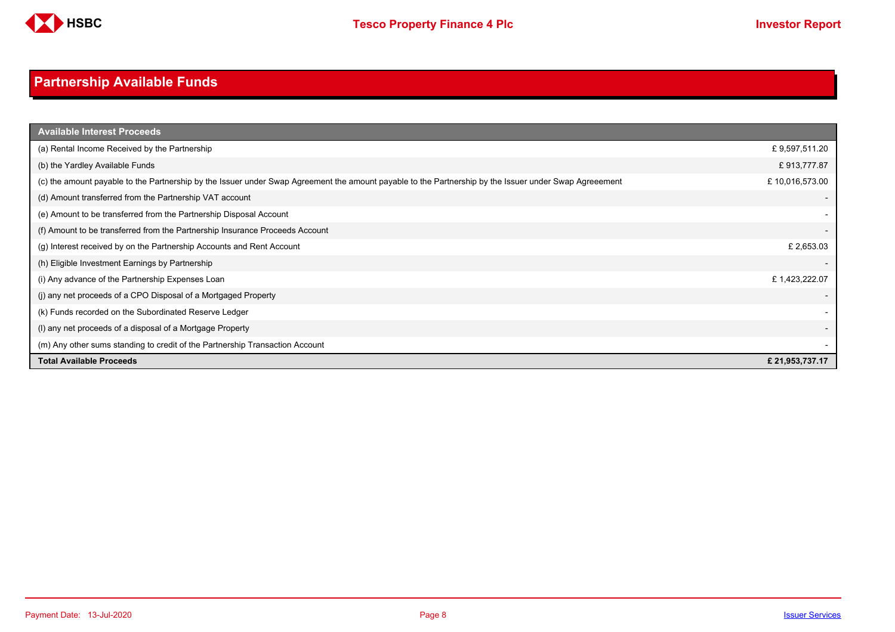## Partnership Available Funds

| Available Interest Proceeds | |
|---|---|
| (a) Rental Income Received by the Partnership | £ 9,597,511.20 |
| (b) the Yardley Available Funds | £ 913,777.87 |
| (c) the amount payable to the Partnership by the Issuer under Swap Agreement the amount payable to the Partnership by the Issuer under Swap Agreeement | £ 10,016,573.00 |
| (d) Amount transferred from the Partnership VAT account | - |
| (e) Amount to be transferred from the Partnership Disposal Account | - |
| (f) Amount to be transferred from the Partnership Insurance Proceeds Account | - |
| (g) Interest received by on the Partnership Accounts and Rent Account | £ 2,653.03 |
| (h) Eligible Investment Earnings by Partnership | - |
| (i) Any advance of the Partnership Expenses Loan | £ 1,423,222.07 |
| (j) any net proceeds of a CPO Disposal of a Mortgaged Property | - |
| (k) Funds recorded on the Subordinated Reserve Ledger | - |
| (l) any net proceeds of a disposal of a Mortgage Property | - |
| (m) Any other sums standing to credit of the Partnership Transaction Account | - |
| **Total Available Proceeds** | **£ 21,953,737.17** |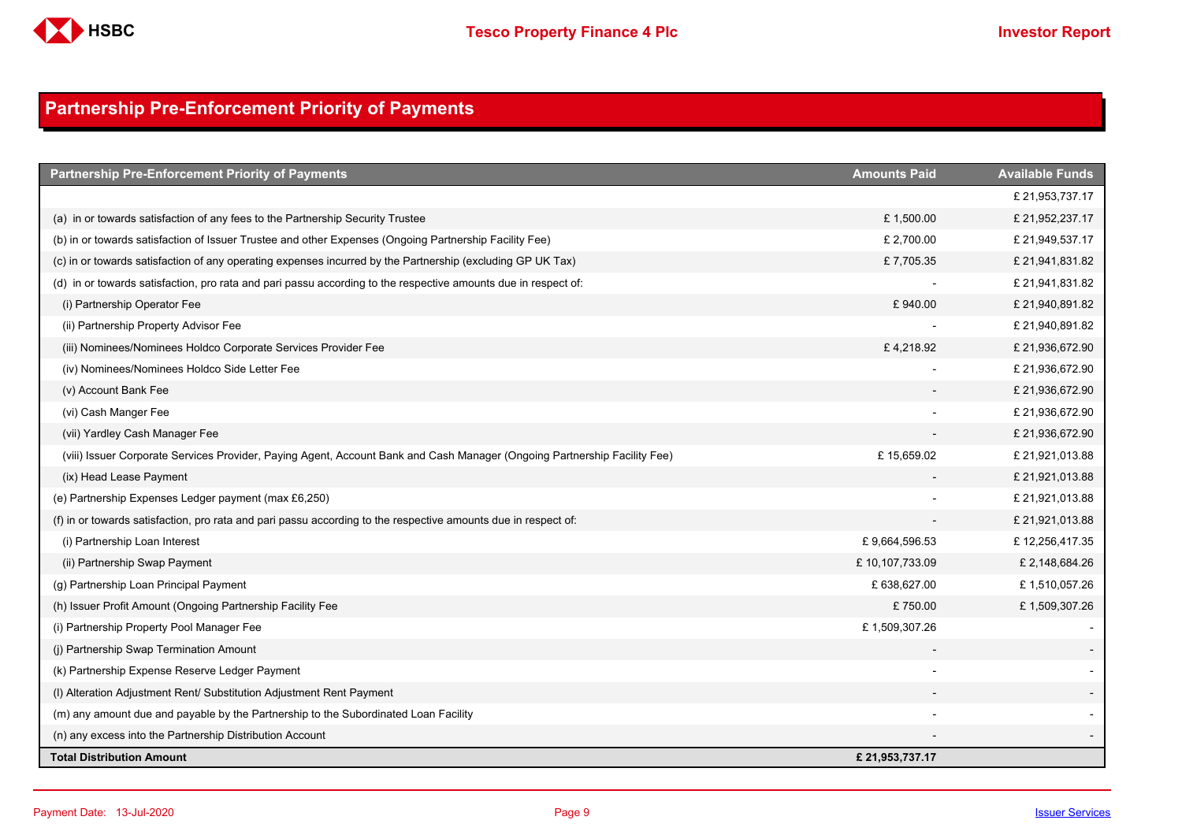# Partnership Pre-Enforcement Priority of Payments

| Partnership Pre-Enforcement Priority of Payments | Amounts Paid | Available Funds |
|---|---|---|
| | | £ 21,953,737.17 |
| (a) in or towards satisfaction of any fees to the Partnership Security Trustee | £ 1,500.00 | £ 21,952,237.17 |
| (b) in or towards satisfaction of Issuer Trustee and other Expenses (Ongoing Partnership Facility Fee) | £ 2,700.00 | £ 21,949,537.17 |
| (c) in or towards satisfaction of any operating expenses incurred by the Partnership (excluding GP UK Tax) | £ 7,705.35 | £ 21,941,831.82 |
| (d) in or towards satisfaction, pro rata and pari passu according to the respective amounts due in respect of: | - | £ 21,941,831.82 |
| (i) Partnership Operator Fee | £ 940.00 | £ 21,940,891.82 |
| (ii) Partnership Property Advisor Fee | - | £ 21,940,891.82 |
| (iii) Nominees/Nominees Holdco Corporate Services Provider Fee | £ 4,218.92 | £ 21,936,672.90 |
| (iv) Nominees/Nominees Holdco Side Letter Fee | - | £ 21,936,672.90 |
| (v) Account Bank Fee | - | £ 21,936,672.90 |
| (vi) Cash Manger Fee | - | £ 21,936,672.90 |
| (vii) Yardley Cash Manager Fee | - | £ 21,936,672.90 |
| (viii) Issuer Corporate Services Provider, Paying Agent, Account Bank and Cash Manager (Ongoing Partnership Facility Fee) | £ 15,659.02 | £ 21,921,013.88 |
| (ix) Head Lease Payment | - | £ 21,921,013.88 |
| (e) Partnership Expenses Ledger payment (max £6,250) | - | £ 21,921,013.88 |
| (f) in or towards satisfaction, pro rata and pari passu according to the respective amounts due in respect of: | - | £ 21,921,013.88 |
| (i) Partnership Loan Interest | £ 9,664,596.53 | £ 12,256,417.35 |
| (ii) Partnership Swap Payment | £ 10,107,733.09 | £ 2,148,684.26 |
| (g) Partnership Loan Principal Payment | £ 638,627.00 | £ 1,510,057.26 |
| (h) Issuer Profit Amount (Ongoing Partnership Facility Fee | £ 750.00 | £ 1,509,307.26 |
| (i) Partnership Property Pool Manager Fee | £ 1,509,307.26 | - |
| (j) Partnership Swap Termination Amount | - | - |
| (k) Partnership Expense Reserve Ledger Payment | - | - |
| (l) Alteration Adjustment Rent/ Substitution Adjustment Rent Payment | - | - |
| (m) any amount due and payable by the Partnership to the Subordinated Loan Facility | - | - |
| (n) any excess into the Partnership Distribution Account | - | - |
| **Total Distribution Amount** | **£ 21,953,737.17** | |

Payment Date: 13-Jul-2020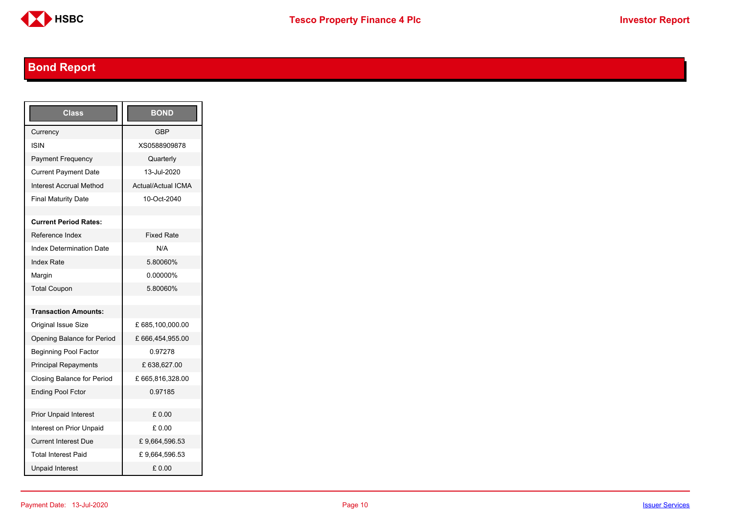# Bond Report

| Class | BOND |
|---|---|
| Currency | GBP |
| ISIN | XS0588909878 |
| Payment Frequency | Quarterly |
| Current Payment Date | 13-Jul-2020 |
| Interest Accrual Method | Actual/Actual ICMA |
| Final Maturity Date | 10-Oct-2040 |
| | |
| **Current Period Rates:** | |
| Reference Index | Fixed Rate |
| Index Determination Date | N/A |
| Index Rate | 5.80060% |
| Margin | 0.00000% |
| Total Coupon | 5.80060% |
| | |
| **Transaction Amounts:** | |
| Original Issue Size | £ 685,100,000.00 |
| Opening Balance for Period | £ 666,454,955.00 |
| Beginning Pool Factor | 0.97278 |
| Principal Repayments | £ 638,627.00 |
| Closing Balance for Period | £ 665,816,328.00 |
| Ending Pool Fctor | 0.97185 |
| | |
| Prior Unpaid Interest | £ 0.00 |
| Interest on Prior Unpaid | £ 0.00 |
| Current Interest Due | £ 9,664,596.53 |
| Total Interest Paid | £ 9,664,596.53 |
| Unpaid Interest | £ 0.00 |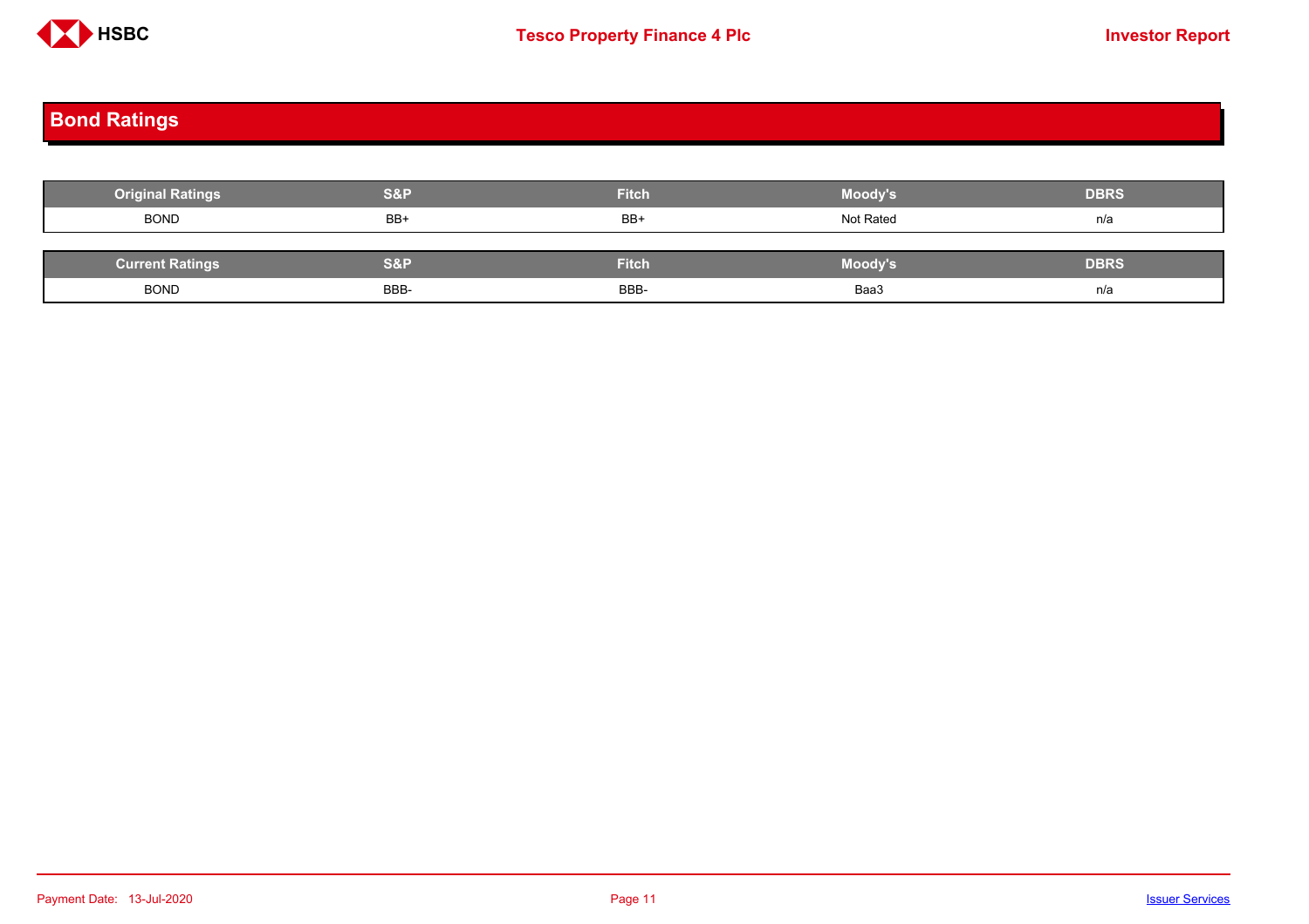## Bond Ratings

| Original Ratings | S&P | Fitch | Moody's | DBRS |
|---|---|---|---|---|
| BOND | BB+ | BB+ | Not Rated | n/a |

| Current Ratings | S&P | Fitch | Moody's | DBRS |
|---|---|---|---|---|
| BOND | BBB- | BBB- | Baa3 | n/a |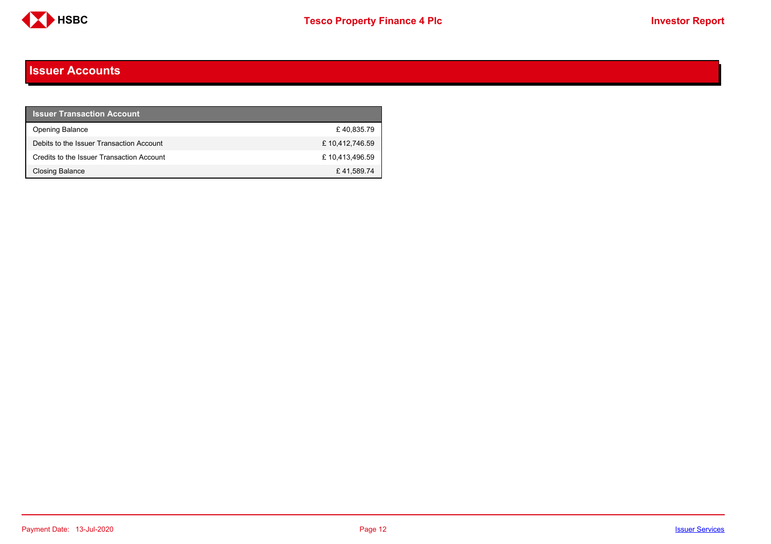## Issuer Accounts

| Issuer Transaction Account | |
| --- | --- |
| Opening Balance | £ 40,835.79 |
| Debits to the Issuer Transaction Account | £ 10,412,746.59 |
| Credits to the Issuer Transaction Account | £ 10,413,496.59 |
| Closing Balance | £ 41,589.74 |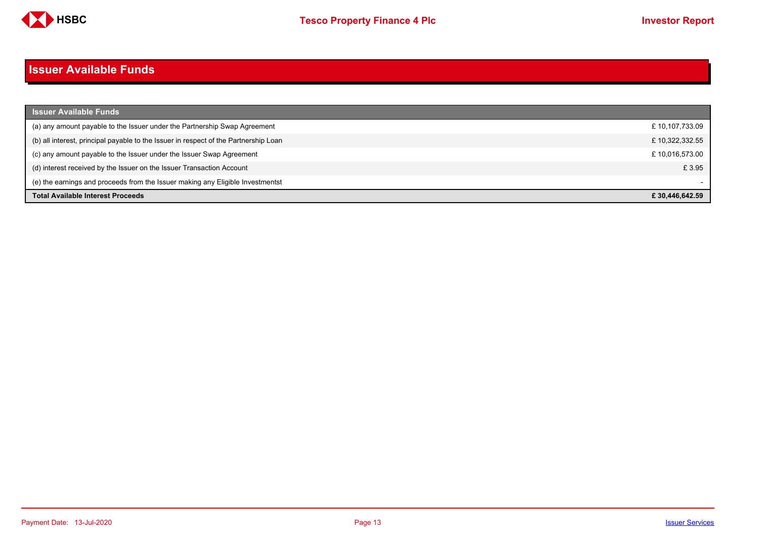# Issuer Available Funds

| Issuer Available Funds | |
|---|---|
| (a) any amount payable to the Issuer under the Partnership Swap Agreement | £ 10,107,733.09 |
| (b) all interest, principal payable to the Issuer in respect of the Partnership Loan | £ 10,322,332.55 |
| (c) any amount payable to the Issuer under the Issuer Swap Agreement | £ 10,016,573.00 |
| (d) interest received by the Issuer on the Issuer Transaction Account | £ 3.95 |
| (e) the earnings and proceeds from the Issuer making any Eligible Investmentst | - |
| **Total Available Interest Proceeds** | **£ 30,446,642.59** |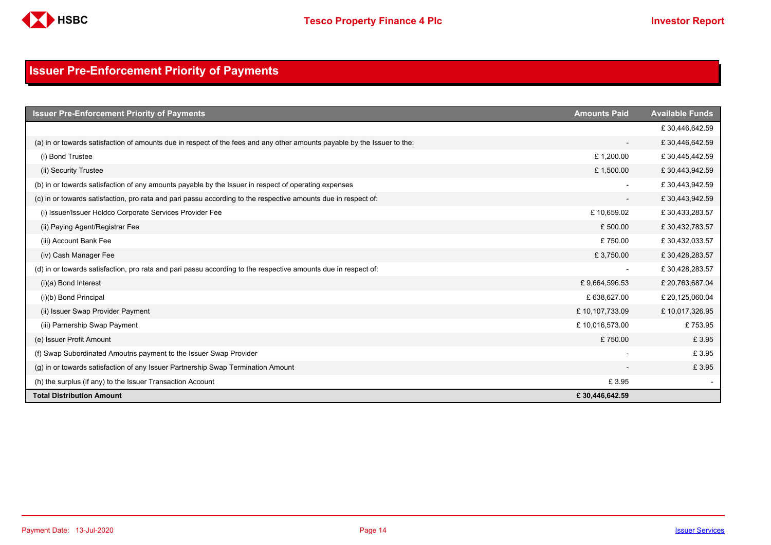# Issuer Pre-Enforcement Priority of Payments

| Issuer Pre-Enforcement Priority of Payments | Amounts Paid | Available Funds |
|---|---|---|
| | | £ 30,446,642.59 |
| (a) in or towards satisfaction of amounts due in respect of the fees and any other amounts payable by the Issuer to the: | - | £ 30,446,642.59 |
| (i) Bond Trustee | £ 1,200.00 | £ 30,445,442.59 |
| (ii) Security Trustee | £ 1,500.00 | £ 30,443,942.59 |
| (b) in or towards satisfaction of any amounts payable by the Issuer in respect of operating expenses | - | £ 30,443,942.59 |
| (c) in or towards satisfaction, pro rata and pari passu according to the respective amounts due in respect of: | - | £ 30,443,942.59 |
| (i) Issuer/Issuer Holdco Corporate Services Provider Fee | £ 10,659.02 | £ 30,433,283.57 |
| (ii) Paying Agent/Registrar Fee | £ 500.00 | £ 30,432,783.57 |
| (iii) Account Bank Fee | £ 750.00 | £ 30,432,033.57 |
| (iv) Cash Manager Fee | £ 3,750.00 | £ 30,428,283.57 |
| (d) in or towards satisfaction, pro rata and pari passu according to the respective amounts due in respect of: | - | £ 30,428,283.57 |
| (i)(a) Bond Interest | £ 9,664,596.53 | £ 20,763,687.04 |
| (i)(b) Bond Principal | £ 638,627.00 | £ 20,125,060.04 |
| (ii) Issuer Swap Provider Payment | £ 10,107,733.09 | £ 10,017,326.95 |
| (iii) Parnership Swap Payment | £ 10,016,573.00 | £ 753.95 |
| (e) Issuer Profit Amount | £ 750.00 | £ 3.95 |
| (f) Swap Subordinated Amoutns payment to the Issuer Swap Provider | - | £ 3.95 |
| (g) in or towards satisfaction of any Issuer Partnership Swap Termination Amount | - | £ 3.95 |
| (h) the surplus (if any) to the Issuer Transaction Account | £ 3.95 | - |
| **Total Distribution Amount** | **£ 30,446,642.59** | |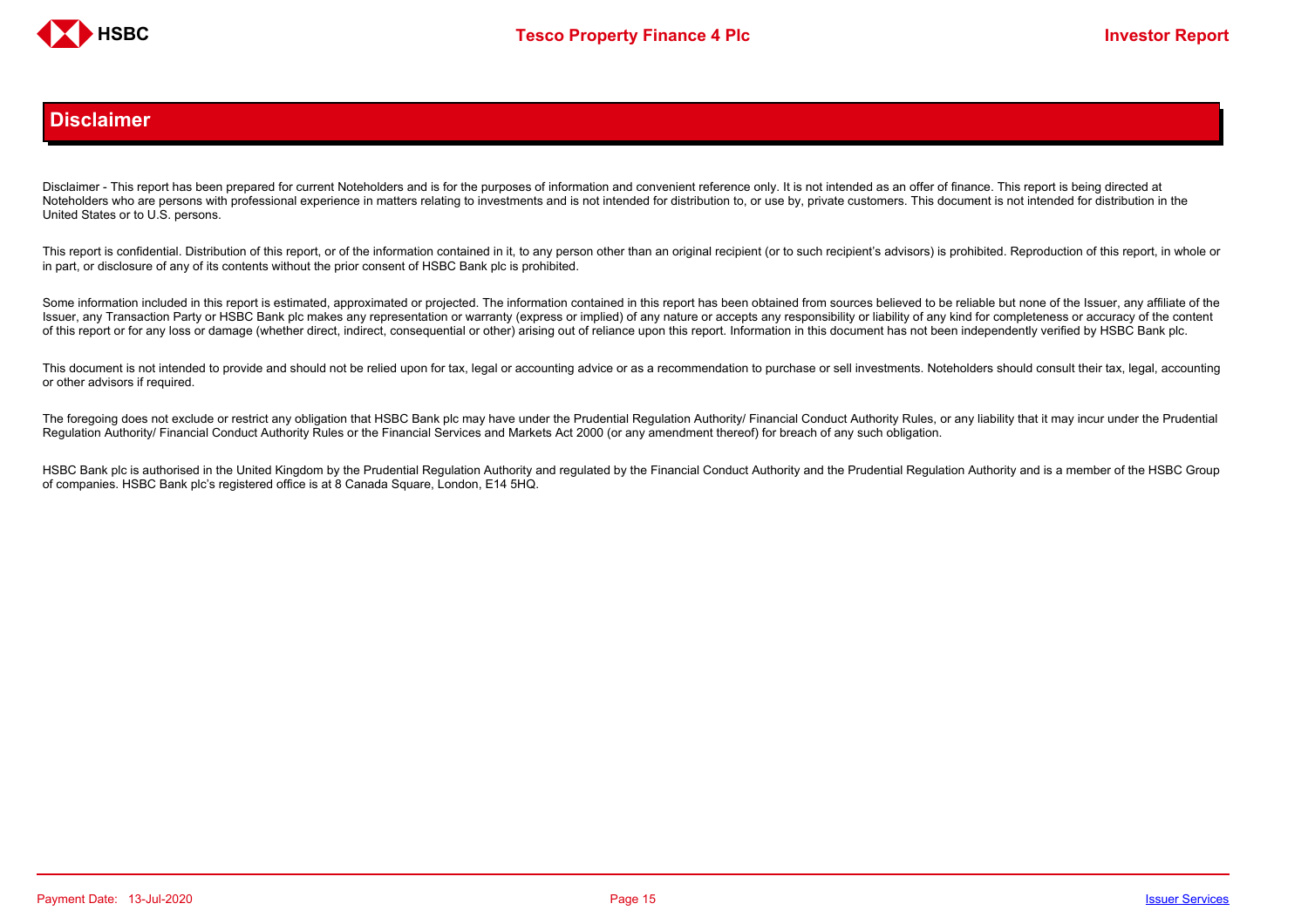## Disclaimer

Disclaimer - This report has been prepared for current Noteholders and is for the purposes of information and convenient reference only. It is not intended as an offer of finance. This report is being directed at Noteholders who are persons with professional experience in matters relating to investments and is not intended for distribution to, or use by, private customers. This document is not intended for distribution in the United States or to U.S. persons.

This report is confidential. Distribution of this report, or of the information contained in it, to any person other than an original recipient (or to such recipient's advisors) is prohibited. Reproduction of this report, in whole or in part, or disclosure of any of its contents without the prior consent of HSBC Bank plc is prohibited.

Some information included in this report is estimated, approximated or projected. The information contained in this report has been obtained from sources believed to be reliable but none of the Issuer, any affiliate of the Issuer, any Transaction Party or HSBC Bank plc makes any representation or warranty (express or implied) of any nature or accepts any responsibility or liability of any kind for completeness or accuracy of the content of this report or for any loss or damage (whether direct, indirect, consequential or other) arising out of reliance upon this report. Information in this document has not been independently verified by HSBC Bank plc.

This document is not intended to provide and should not be relied upon for tax, legal or accounting advice or as a recommendation to purchase or sell investments. Noteholders should consult their tax, legal, accounting or other advisors if required.

The foregoing does not exclude or restrict any obligation that HSBC Bank plc may have under the Prudential Regulation Authority/ Financial Conduct Authority Rules, or any liability that it may incur under the Prudential Regulation Authority/ Financial Conduct Authority Rules or the Financial Services and Markets Act 2000 (or any amendment thereof) for breach of any such obligation.

HSBC Bank plc is authorised in the United Kingdom by the Prudential Regulation Authority and regulated by the Financial Conduct Authority and the Prudential Regulation Authority and is a member of the HSBC Group of companies. HSBC Bank plc's registered office is at 8 Canada Square, London, E14 5HQ.